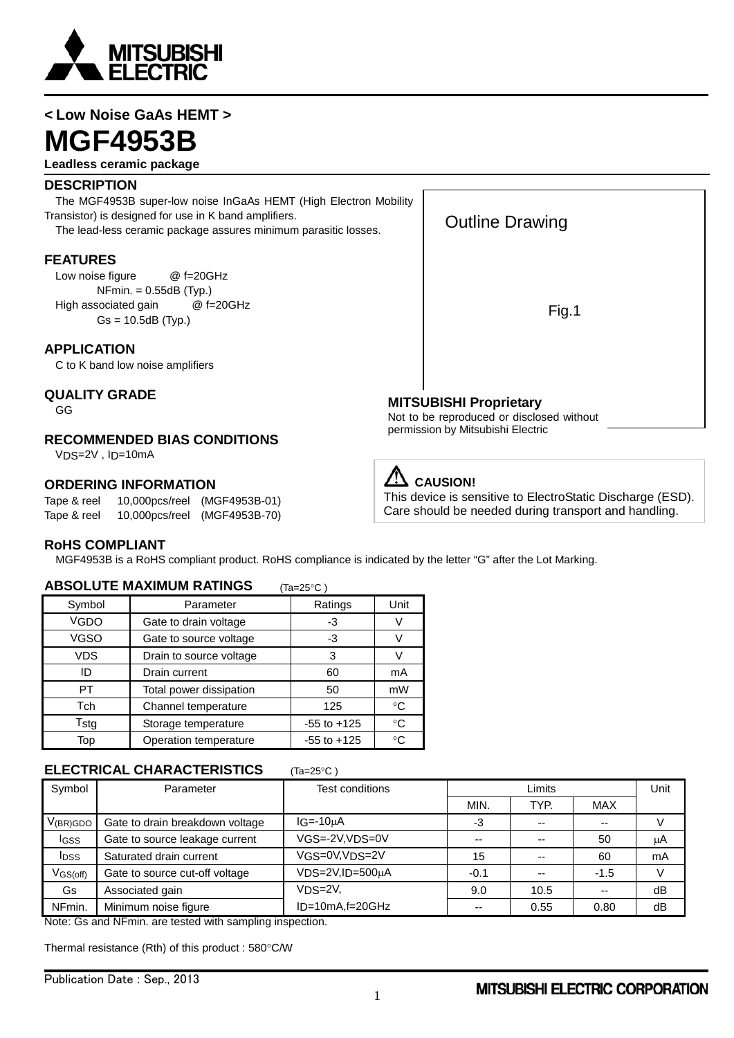**< Low Noise GaAs HEMT >**

# MGF4953B

**Leadless ceramic package**

## DESCRIPTION

The MGF4953B super-low noise InGaAs HEMT (High Electron Mobility Transistor) is designed for use in K band amplifiers.
The lead-less ceramic package assures minimum parasitic losses.

Outline Drawing

Fig.1

**MITSUBISHI Proprietary**
Not to be reproduced or disclosed without permission by Mitsubishi Electric

## FEATURES

Low noise figure @ f=20GHz
NFmin. = 0.55dB (Typ.)
High associated gain @ f=20GHz
Gs = 10.5dB (Typ.)

## APPLICATION

C to K band low noise amplifiers

## QUALITY GRADE

GG

## RECOMMENDED BIAS CONDITIONS

$V_{DS}$=2V , $I_D$=10mA

## ORDERING INFORMATION

Tape & reel 10,000pcs/reel (MGF4953B-01)
Tape & reel 10,000pcs/reel (MGF4953B-70)

**CAUSION!**
This device is sensitive to ElectroStatic Discharge (ESD). Care should be needed during transport and handling.

## RoHS COMPLIANT

MGF4953B is a RoHS compliant product. RoHS compliance is indicated by the letter "G" after the Lot Marking.

## ABSOLUTE MAXIMUM RATINGS (Ta=25°C )

| Symbol | Parameter | Ratings | Unit |
|---|---|---|---|
| $V_{GDO}$ | Gate to drain voltage | -3 | V |
| $V_{GSO}$ | Gate to source voltage | -3 | V |
| VDS | Drain to source voltage | 3 | V |
| ID | Drain current | 60 | mA |
| PT | Total power dissipation | 50 | mW |
| $T_{ch}$ | Channel temperature | 125 | °C |
| $T_{stg}$ | Storage temperature | -55 to +125 | °C |
| Top | Operation temperature | -55 to +125 | °C |

## ELECTRICAL CHARACTERISTICS (Ta=25°C )

| Symbol | Parameter | Test conditions | Limits | | | Unit |
|---|---|---|---|---|---|---|
| | | | MIN. | TYP. | MAX | |
| $V_{(BR)GDO}$ | Gate to drain breakdown voltage | $I_G$=-10μA | -3 | -- | -- | V |
| $I_{GSS}$ | Gate to source leakage current | $V_{GS}$=-2V,$V_{DS}$=0V | -- | -- | 50 | μA |
| $I_{DSS}$ | Saturated drain current | $V_{GS}$=0V,$V_{DS}$=2V | 15 | -- | 60 | mA |
| $V_{GS(off)}$ | Gate to source cut-off voltage | $V_{DS}$=2V,$I_D$=500μA | -0.1 | -- | -1.5 | V |
| Gs | Associated gain | $V_{DS}$=2V, | 9.0 | 10.5 | -- | dB |
| NFmin. | Minimum noise figure | $I_D$=10mA,f=20GHz | -- | 0.55 | 0.80 | dB |

Note: Gs and NFmin. are tested with sampling inspection.

Thermal resistance (Rth) of this product : 580°C/W

Publication Date : Sep., 2013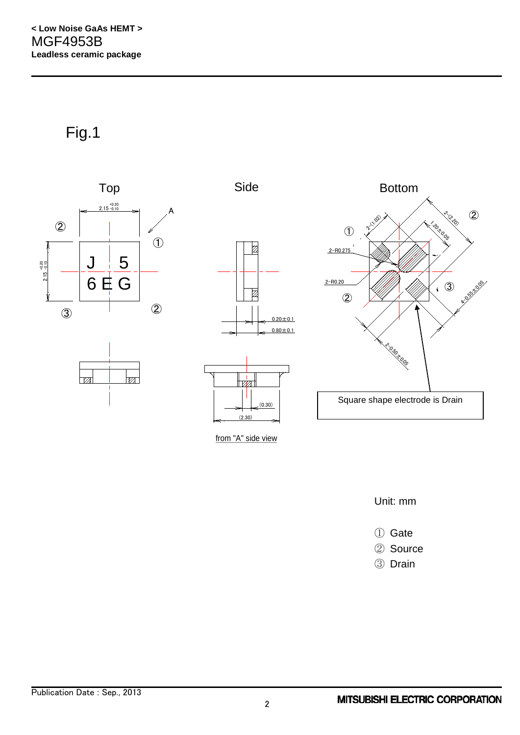# Fig.1

Top

Side

Bottom

from "A" side view

Square shape electrode is Drain

Unit: mm

① Gate
② Source
③ Drain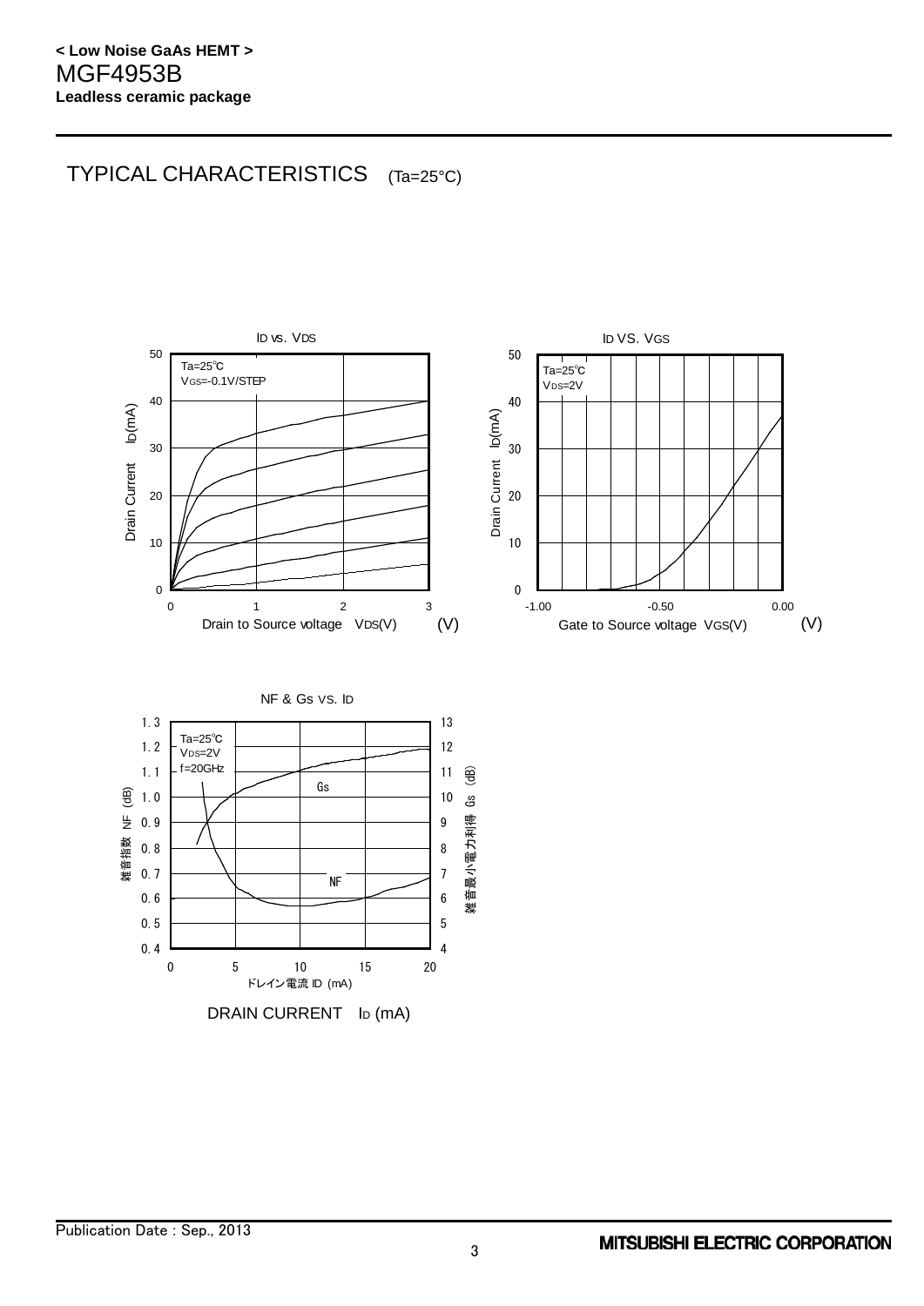## TYPICAL CHARACTERISTICS (Ta=25°C)

**ID vs. VDS**

Ta=25°C
VGS=-0.1V/STEP

Drain Current ID(mA)

Drain to Source voltage VDS(V) (V)

**ID VS. VGS**

Ta=25°C
VDS=2V

Drain Current ID(mA)

Gate to Source voltage VGS(V) (V)

**NF & Gs VS. ID**

Ta=25°C
VDS=2V
f=20GHz

Gs

NF

雑音指数 NF (dB)

雑音最小電力利得 Gs (dB)

ドレイン電流 ID (mA)

DRAIN CURRENT ID (mA)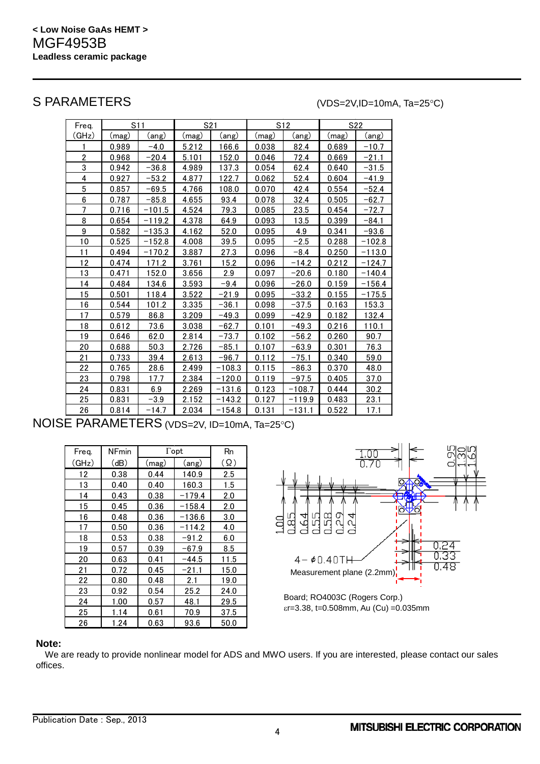< Low Noise GaAs HEMT >
# MGF4953B
**Leadless ceramic package**

## S PARAMETERS

(VDS=2V,ID=10mA, Ta=25°C)

| Freq. | S11 | | S21 | | S12 | | S22 | |
|---|---|---|---|---|---|---|---|---|
| (GHz) | (mag) | (ang) | (mag) | (ang) | (mag) | (ang) | (mag) | (ang) |
| 1 | 0.989 | −4.0 | 5.212 | 166.6 | 0.038 | 82.4 | 0.689 | −10.7 |
| 2 | 0.968 | −20.4 | 5.101 | 152.0 | 0.046 | 72.4 | 0.669 | −21.1 |
| 3 | 0.942 | −36.8 | 4.989 | 137.3 | 0.054 | 62.4 | 0.640 | −31.5 |
| 4 | 0.927 | −53.2 | 4.877 | 122.7 | 0.062 | 52.4 | 0.604 | −41.9 |
| 5 | 0.857 | −69.5 | 4.766 | 108.0 | 0.070 | 42.4 | 0.554 | −52.4 |
| 6 | 0.787 | −85.8 | 4.655 | 93.4 | 0.078 | 32.4 | 0.505 | −62.7 |
| 7 | 0.716 | −101.5 | 4.524 | 79.3 | 0.085 | 23.5 | 0.454 | −72.7 |
| 8 | 0.654 | −119.2 | 4.378 | 64.9 | 0.093 | 13.5 | 0.399 | −84.1 |
| 9 | 0.582 | −135.3 | 4.162 | 52.0 | 0.095 | 4.9 | 0.341 | −93.6 |
| 10 | 0.525 | −152.8 | 4.008 | 39.5 | 0.095 | −2.5 | 0.288 | −102.8 |
| 11 | 0.494 | −170.2 | 3.887 | 27.3 | 0.096 | −8.4 | 0.250 | −113.0 |
| 12 | 0.474 | 171.2 | 3.761 | 15.2 | 0.096 | −14.2 | 0.212 | −124.7 |
| 13 | 0.471 | 152.0 | 3.656 | 2.9 | 0.097 | −20.6 | 0.180 | −140.4 |
| 14 | 0.484 | 134.6 | 3.593 | −9.4 | 0.096 | −26.0 | 0.159 | −156.4 |
| 15 | 0.501 | 118.4 | 3.522 | −21.9 | 0.095 | −33.2 | 0.155 | −175.5 |
| 16 | 0.544 | 101.2 | 3.335 | −36.1 | 0.098 | −37.5 | 0.163 | 153.3 |
| 17 | 0.579 | 86.8 | 3.209 | −49.3 | 0.099 | −42.9 | 0.182 | 132.4 |
| 18 | 0.612 | 73.6 | 3.038 | −62.7 | 0.101 | −49.3 | 0.216 | 110.1 |
| 19 | 0.646 | 62.0 | 2.814 | −73.7 | 0.102 | −56.2 | 0.260 | 90.7 |
| 20 | 0.688 | 50.3 | 2.726 | −85.1 | 0.107 | −63.9 | 0.301 | 76.3 |
| 21 | 0.733 | 39.4 | 2.613 | −96.7 | 0.112 | −75.1 | 0.340 | 59.0 |
| 22 | 0.765 | 28.6 | 2.499 | −108.3 | 0.115 | −86.3 | 0.370 | 48.0 |
| 23 | 0.798 | 17.7 | 2.384 | −120.0 | 0.119 | −97.5 | 0.405 | 37.0 |
| 24 | 0.831 | 6.9 | 2.269 | −131.6 | 0.123 | −108.7 | 0.444 | 30.2 |
| 25 | 0.831 | −3.9 | 2.152 | −143.2 | 0.127 | −119.9 | 0.483 | 23.1 |
| 26 | 0.814 | −14.7 | 2.034 | −154.8 | 0.131 | −131.1 | 0.522 | 17.1 |

## NOISE PARAMETERS (VDS=2V, ID=10mA, Ta=25°C)

| Freq. | NFmin | Γopt | | Rn |
|---|---|---|---|---|
| (GHz) | (dB) | (mag) | (ang) | (Ω) |
| 12 | 0.38 | 0.44 | 140.9 | 2.5 |
| 13 | 0.40 | 0.40 | 160.3 | 1.5 |
| 14 | 0.43 | 0.38 | −179.4 | 2.0 |
| 15 | 0.45 | 0.36 | −158.4 | 2.0 |
| 16 | 0.48 | 0.36 | −136.6 | 3.0 |
| 17 | 0.50 | 0.36 | −114.2 | 4.0 |
| 18 | 0.53 | 0.38 | −91.2 | 6.0 |
| 19 | 0.57 | 0.39 | −67.9 | 8.5 |
| 20 | 0.63 | 0.41 | −44.5 | 11.5 |
| 21 | 0.72 | 0.45 | −21.1 | 15.0 |
| 22 | 0.80 | 0.48 | 2.1 | 19.0 |
| 23 | 0.92 | 0.54 | 25.2 | 24.0 |
| 24 | 1.00 | 0.57 | 48.1 | 29.5 |
| 25 | 1.14 | 0.61 | 70.9 | 37.5 |
| 26 | 1.24 | 0.63 | 93.6 | 50.0 |

1.00, 0.70, 0.95, 1.30, 1.65, 1.00, 0.85, 0.64, 0.55, 0.58, 0.29, 0.24, 0.24, 0.33, 0.48

4− ϕ0.40TH

Measurement plane (2.2mm)

Board; RO4003C (Rogers Corp.)
$\varepsilon r$=3.38, t=0.508mm, Au (Cu) =0.035mm

**Note:**
We are ready to provide nonlinear model for ADS and MWO users. If you are interested, please contact our sales offices.

Publication Date : Sep., 2013

MITSUBISHI ELECTRIC CORPORATION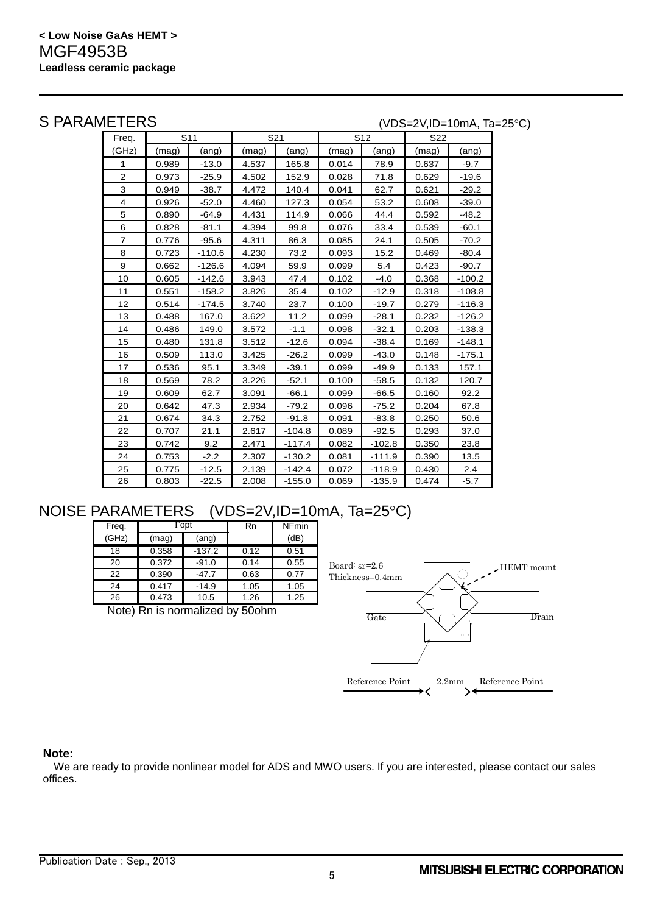**< Low Noise GaAs HEMT >**

MGF4953B

**Leadless ceramic package**

## S PARAMETERS

(VDS=2V,ID=10mA, Ta=25°C)

| Freq. | S11 | | S21 | | S12 | | S22 | |
|---|---|---|---|---|---|---|---|---|
| (GHz) | (mag) | (ang) | (mag) | (ang) | (mag) | (ang) | (mag) | (ang) |
| 1 | 0.989 | -13.0 | 4.537 | 165.8 | 0.014 | 78.9 | 0.637 | -9.7 |
| 2 | 0.973 | -25.9 | 4.502 | 152.9 | 0.028 | 71.8 | 0.629 | -19.6 |
| 3 | 0.949 | -38.7 | 4.472 | 140.4 | 0.041 | 62.7 | 0.621 | -29.2 |
| 4 | 0.926 | -52.0 | 4.460 | 127.3 | 0.054 | 53.2 | 0.608 | -39.0 |
| 5 | 0.890 | -64.9 | 4.431 | 114.9 | 0.066 | 44.4 | 0.592 | -48.2 |
| 6 | 0.828 | -81.1 | 4.394 | 99.8 | 0.076 | 33.4 | 0.539 | -60.1 |
| 7 | 0.776 | -95.6 | 4.311 | 86.3 | 0.085 | 24.1 | 0.505 | -70.2 |
| 8 | 0.723 | -110.6 | 4.230 | 73.2 | 0.093 | 15.2 | 0.469 | -80.4 |
| 9 | 0.662 | -126.6 | 4.094 | 59.9 | 0.099 | 5.4 | 0.423 | -90.7 |
| 10 | 0.605 | -142.6 | 3.943 | 47.4 | 0.102 | -4.0 | 0.368 | -100.2 |
| 11 | 0.551 | -158.2 | 3.826 | 35.4 | 0.102 | -12.9 | 0.318 | -108.8 |
| 12 | 0.514 | -174.5 | 3.740 | 23.7 | 0.100 | -19.7 | 0.279 | -116.3 |
| 13 | 0.488 | 167.0 | 3.622 | 11.2 | 0.099 | -28.1 | 0.232 | -126.2 |
| 14 | 0.486 | 149.0 | 3.572 | -1.1 | 0.098 | -32.1 | 0.203 | -138.3 |
| 15 | 0.480 | 131.8 | 3.512 | -12.6 | 0.094 | -38.4 | 0.169 | -148.1 |
| 16 | 0.509 | 113.0 | 3.425 | -26.2 | 0.099 | -43.0 | 0.148 | -175.1 |
| 17 | 0.536 | 95.1 | 3.349 | -39.1 | 0.099 | -49.9 | 0.133 | 157.1 |
| 18 | 0.569 | 78.2 | 3.226 | -52.1 | 0.100 | -58.5 | 0.132 | 120.7 |
| 19 | 0.609 | 62.7 | 3.091 | -66.1 | 0.099 | -66.5 | 0.160 | 92.2 |
| 20 | 0.642 | 47.3 | 2.934 | -79.2 | 0.096 | -75.2 | 0.204 | 67.8 |
| 21 | 0.674 | 34.3 | 2.752 | -91.8 | 0.091 | -83.8 | 0.250 | 50.6 |
| 22 | 0.707 | 21.1 | 2.617 | -104.8 | 0.089 | -92.5 | 0.293 | 37.0 |
| 23 | 0.742 | 9.2 | 2.471 | -117.4 | 0.082 | -102.8 | 0.350 | 23.8 |
| 24 | 0.753 | -2.2 | 2.307 | -130.2 | 0.081 | -111.9 | 0.390 | 13.5 |
| 25 | 0.775 | -12.5 | 2.139 | -142.4 | 0.072 | -118.9 | 0.430 | 2.4 |
| 26 | 0.803 | -22.5 | 2.008 | -155.0 | 0.069 | -135.9 | 0.474 | -5.7 |

## NOISE PARAMETERS (VDS=2V,ID=10mA, Ta=25°C)

| Freq. | Γopt | | Rn | NFmin |
|---|---|---|---|---|
| (GHz) | (mag) | (ang) | | (dB) |
| 18 | 0.358 | -137.2 | 0.12 | 0.51 |
| 20 | 0.372 | -91.0 | 0.14 | 0.55 |
| 22 | 0.390 | -47.7 | 0.63 | 0.77 |
| 24 | 0.417 | -14.9 | 1.05 | 1.05 |
| 26 | 0.473 | 10.5 | 1.26 | 1.25 |

Note) Rn is normalized by 50ohm

Board: εr=2.6
Thickness=0.4mm

HEMT mount

Gate

Drain

Reference Point 2.2mm Reference Point

**Note:**

We are ready to provide nonlinear model for ADS and MWO users. If you are interested, please contact our sales offices.

Publication Date : Sep., 2013

MITSUBISHI ELECTRIC CORPORATION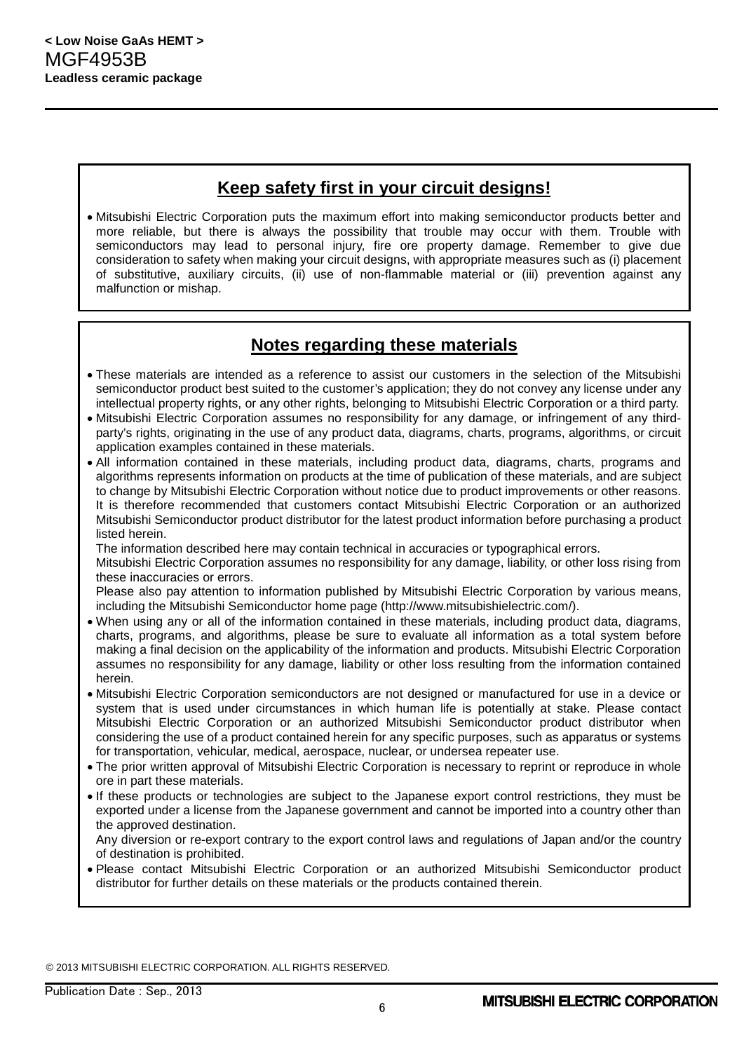## Keep safety first in your circuit designs!

- Mitsubishi Electric Corporation puts the maximum effort into making semiconductor products better and more reliable, but there is always the possibility that trouble may occur with them. Trouble with semiconductors may lead to personal injury, fire ore property damage. Remember to give due consideration to safety when making your circuit designs, with appropriate measures such as (i) placement of substitutive, auxiliary circuits, (ii) use of non-flammable material or (iii) prevention against any malfunction or mishap.

## Notes regarding these materials

- These materials are intended as a reference to assist our customers in the selection of the Mitsubishi semiconductor product best suited to the customer's application; they do not convey any license under any intellectual property rights, or any other rights, belonging to Mitsubishi Electric Corporation or a third party.
- Mitsubishi Electric Corporation assumes no responsibility for any damage, or infringement of any third-party's rights, originating in the use of any product data, diagrams, charts, programs, algorithms, or circuit application examples contained in these materials.
- All information contained in these materials, including product data, diagrams, charts, programs and algorithms represents information on products at the time of publication of these materials, and are subject to change by Mitsubishi Electric Corporation without notice due to product improvements or other reasons. It is therefore recommended that customers contact Mitsubishi Electric Corporation or an authorized Mitsubishi Semiconductor product distributor for the latest product information before purchasing a product listed herein.
  The information described here may contain technical in accuracies or typographical errors.
  Mitsubishi Electric Corporation assumes no responsibility for any damage, liability, or other loss rising from these inaccuracies or errors.
  Please also pay attention to information published by Mitsubishi Electric Corporation by various means, including the Mitsubishi Semiconductor home page (http://www.mitsubishielectric.com/).
- When using any or all of the information contained in these materials, including product data, diagrams, charts, programs, and algorithms, please be sure to evaluate all information as a total system before making a final decision on the applicability of the information and products. Mitsubishi Electric Corporation assumes no responsibility for any damage, liability or other loss resulting from the information contained herein.
- Mitsubishi Electric Corporation semiconductors are not designed or manufactured for use in a device or system that is used under circumstances in which human life is potentially at stake. Please contact Mitsubishi Electric Corporation or an authorized Mitsubishi Semiconductor product distributor when considering the use of a product contained herein for any specific purposes, such as apparatus or systems for transportation, vehicular, medical, aerospace, nuclear, or undersea repeater use.
- The prior written approval of Mitsubishi Electric Corporation is necessary to reprint or reproduce in whole ore in part these materials.
- If these products or technologies are subject to the Japanese export control restrictions, they must be exported under a license from the Japanese government and cannot be imported into a country other than the approved destination.
  Any diversion or re-export contrary to the export control laws and regulations of Japan and/or the country of destination is prohibited.
- Please contact Mitsubishi Electric Corporation or an authorized Mitsubishi Semiconductor product distributor for further details on these materials or the products contained therein.

© 2013 MITSUBISHI ELECTRIC CORPORATION. ALL RIGHTS RESERVED.